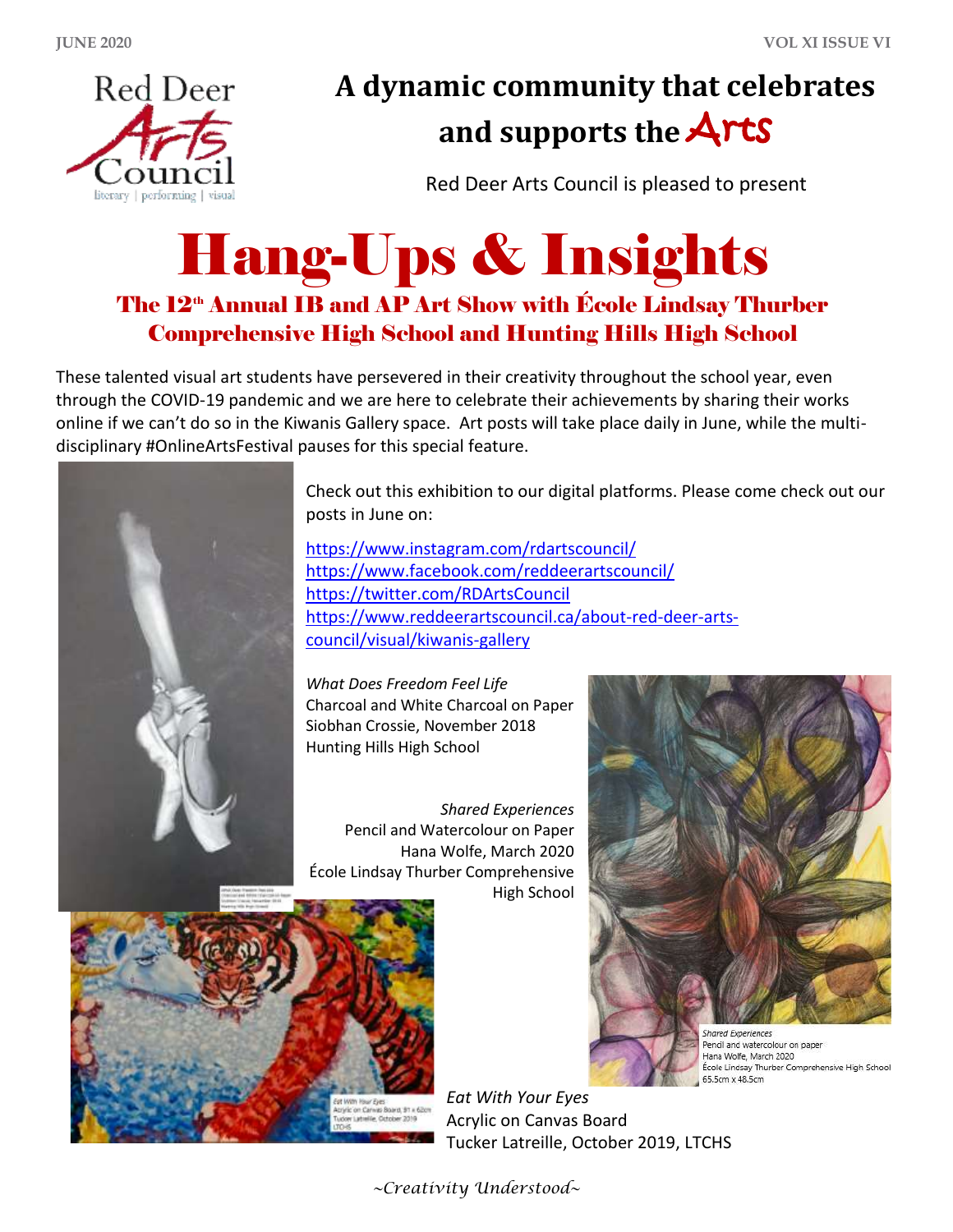Red Deer Arts Council
literary | performing | visual

# A dynamic community that celebrates and supports the Arts

Red Deer Arts Council is pleased to present

# Hang-Ups & Insights

## The 12th Annual IB and AP Art Show with École Lindsay Thurber Comprehensive High School and Hunting Hills High School

These talented visual art students have persevered in their creativity throughout the school year, even through the COVID-19 pandemic and we are here to celebrate their achievements by sharing their works online if we can't do so in the Kiwanis Gallery space. Art posts will take place daily in June, while the multi-disciplinary #OnlineArtsFestival pauses for this special feature.

Check out this exhibition to our digital platforms. Please come check out our posts in June on:

https://www.instagram.com/rdartscouncil/
https://www.facebook.com/reddeerartscouncil/
https://twitter.com/RDArtsCouncil
https://www.reddeerartscouncil.ca/about-red-deer-arts-council/visual/kiwanis-gallery

*What Does Freedom Feel Life*
Charcoal and White Charcoal on Paper
Siobhan Crossie, November 2018
Hunting Hills High School

*Shared Experiences*
Pencil and Watercolour on Paper
Hana Wolfe, March 2020
École Lindsay Thurber Comprehensive High School

*Shared Experiences*
Pencil and watercolour on paper
Hana Wolfe, March 2020
École Lindsay Thurber Comprehensive High School
65.5cm x 48.5cm

*Eat With Your Eyes*
Acrylic on Canvas Board
Tucker Latreille, October 2019, LTCHS

~Creativity Understood~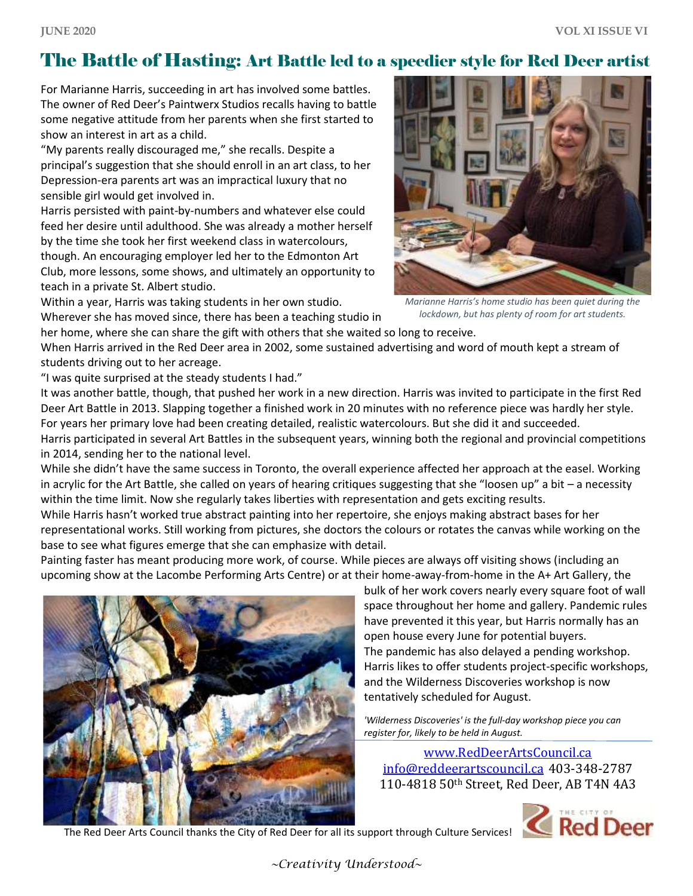# The Battle of Hasting: Art Battle led to a speedier style for Red Deer artist

For Marianne Harris, succeeding in art has involved some battles. The owner of Red Deer's Paintwerx Studios recalls having to battle some negative attitude from her parents when she first started to show an interest in art as a child.

"My parents really discouraged me," she recalls. Despite a principal's suggestion that she should enroll in an art class, to her Depression-era parents art was an impractical luxury that no sensible girl would get involved in.

Harris persisted with paint-by-numbers and whatever else could feed her desire until adulthood. She was already a mother herself by the time she took her first weekend class in watercolours, though. An encouraging employer led her to the Edmonton Art Club, more lessons, some shows, and ultimately an opportunity to teach in a private St. Albert studio.

Within a year, Harris was taking students in her own studio. Wherever she has moved since, there has been a teaching studio in her home, where she can share the gift with others that she waited so long to receive.

*Marianne Harris's home studio has been quiet during the lockdown, but has plenty of room for art students.*

When Harris arrived in the Red Deer area in 2002, some sustained advertising and word of mouth kept a stream of students driving out to her acreage.

"I was quite surprised at the steady students I had."

It was another battle, though, that pushed her work in a new direction. Harris was invited to participate in the first Red Deer Art Battle in 2013. Slapping together a finished work in 20 minutes with no reference piece was hardly her style. For years her primary love had been creating detailed, realistic watercolours. But she did it and succeeded.

Harris participated in several Art Battles in the subsequent years, winning both the regional and provincial competitions in 2014, sending her to the national level.

While she didn't have the same success in Toronto, the overall experience affected her approach at the easel. Working in acrylic for the Art Battle, she called on years of hearing critiques suggesting that she "loosen up" a bit – a necessity within the time limit. Now she regularly takes liberties with representation and gets exciting results.

While Harris hasn't worked true abstract painting into her repertoire, she enjoys making abstract bases for her representational works. Still working from pictures, she doctors the colours or rotates the canvas while working on the base to see what figures emerge that she can emphasize with detail.

Painting faster has meant producing more work, of course. While pieces are always off visiting shows (including an upcoming show at the Lacombe Performing Arts Centre) or at their home-away-from-home in the A+ Art Gallery, the bulk of her work covers nearly every square foot of wall space throughout her home and gallery. Pandemic rules have prevented it this year, but Harris normally has an open house every June for potential buyers.

The pandemic has also delayed a pending workshop. Harris likes to offer students project-specific workshops, and the Wilderness Discoveries workshop is now tentatively scheduled for August.

*'Wilderness Discoveries' is the full-day workshop piece you can register for, likely to be held in August.*

www.RedDeerArtsCouncil.ca
info@reddeerartscouncil.ca 403-348-2787
110-4818 50th Street, Red Deer, AB T4N 4A3

The Red Deer Arts Council thanks the City of Red Deer for all its support through Culture Services!

*~Creativity Understood~*